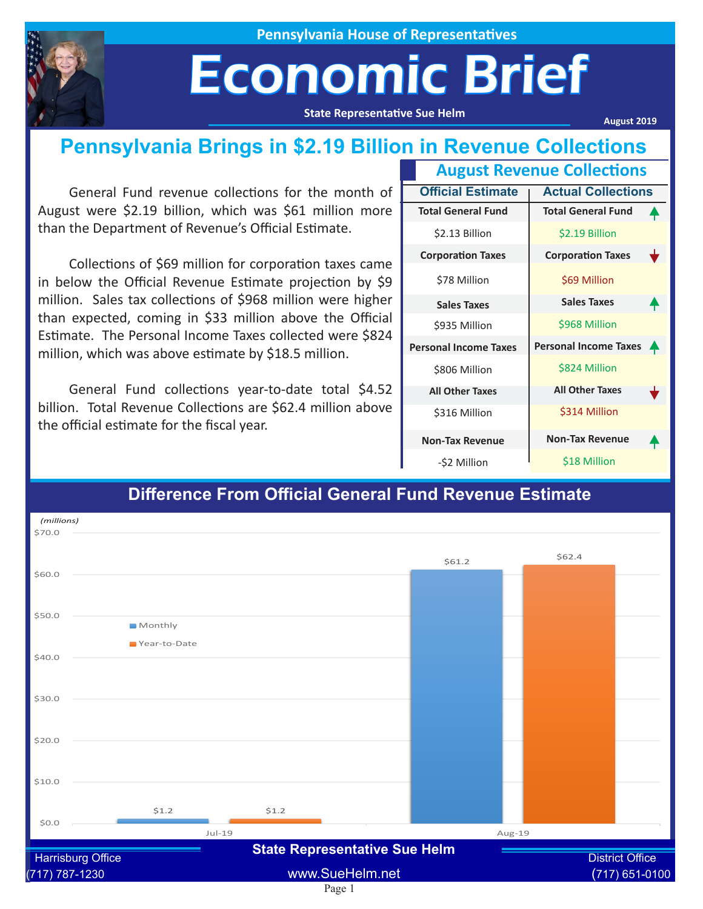Pennsylvania House of Representatives

# Economic Brief

State Representative Sue Helm

August 2019

## Pennsylvania Brings in $2.19 Billion in Revenue Collections

General Fund revenue collections for the month of August were $2.19 billion, which was $61 million more than the Department of Revenue's Official Estimate.

Collections of $69 million for corporation taxes came in below the Official Revenue Estimate projection by $9 million. Sales tax collections of $968 million were higher than expected, coming in $33 million above the Official Estimate. The Personal Income Taxes collected were $824 million, which was above estimate by $18.5 million.

General Fund collections year-to-date total $4.52 billion. Total Revenue Collections are $62.4 million above the official estimate for the fiscal year.

### August Revenue Collections

| | Official Estimate | Actual Collections |
|---|---|---|
| Total General Fund | $2.13 Billion | $2.19 Billion ▲ |
| Corporation Taxes | $78 Million | $69 Million ▼ |
| Sales Taxes | $935 Million | $968 Million ▲ |
| Personal Income Taxes | $806 Million | $824 Million ▲ |
| All Other Taxes | $316 Million | $314 Million ▼ |
| Non-Tax Revenue | -$2 Million | $18 Million ▲ |

### Difference From Official General Fund Revenue Estimate

(millions)

| | Monthly | Year-to-Date |
|---|---|---|
| Jul-19 | $1.2 | $1.2 |
| Aug-19 | $61.2 | $62.4 |

State Representative Sue Helm

Harrisburg Office (717) 787-1230

www.SueHelm.net

District Office (717) 651-0100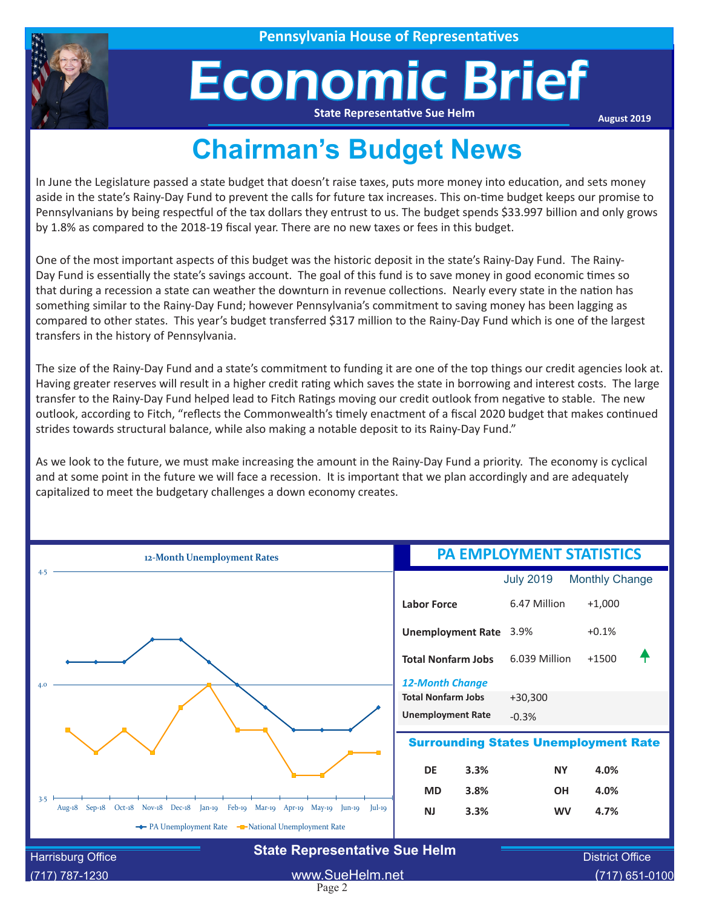Pennsylvania House of Representatives

# Economic Brief

State Representative Sue Helm

August 2019

## Chairman's Budget News

In June the Legislature passed a state budget that doesn't raise taxes, puts more money into education, and sets money aside in the state's Rainy-Day Fund to prevent the calls for future tax increases. This on-time budget keeps our promise to Pennsylvanians by being respectful of the tax dollars they entrust to us. The budget spends $33.997 billion and only grows by 1.8% as compared to the 2018-19 fiscal year. There are no new taxes or fees in this budget.

One of the most important aspects of this budget was the historic deposit in the state's Rainy-Day Fund. The Rainy-Day Fund is essentially the state's savings account. The goal of this fund is to save money in good economic times so that during a recession a state can weather the downturn in revenue collections. Nearly every state in the nation has something similar to the Rainy-Day Fund; however Pennsylvania's commitment to saving money has been lagging as compared to other states. This year's budget transferred $317 million to the Rainy-Day Fund which is one of the largest transfers in the history of Pennsylvania.

The size of the Rainy-Day Fund and a state's commitment to funding it are one of the top things our credit agencies look at. Having greater reserves will result in a higher credit rating which saves the state in borrowing and interest costs. The large transfer to the Rainy-Day Fund helped lead to Fitch Ratings moving our credit outlook from negative to stable. The new outlook, according to Fitch, "reflects the Commonwealth's timely enactment of a fiscal 2020 budget that makes continued strides towards structural balance, while also making a notable deposit to its Rainy-Day Fund."

As we look to the future, we must make increasing the amount in the Rainy-Day Fund a priority. The economy is cyclical and at some point in the future we will face a recession. It is important that we plan accordingly and are adequately capitalized to meet the budgetary challenges a down economy creates.

12-Month Unemployment Rates

4.5

4.0

3.5

Aug-18 Sep-18 Oct-18 Nov-18 Dec-18 Jan-19 Feb-19 Mar-19 Apr-19 May-19 Jun-19 Jul-19

PA Unemployment Rate — National Unemployment Rate

### PA EMPLOYMENT STATISTICS

| | July 2019 | Monthly Change |
|---|---|---|
| **Labor Force** | 6.47 Million | +1,000 |
| **Unemployment Rate** | 3.9% | +0.1% |
| **Total Nonfarm Jobs** | 6.039 Million | +1500 |

*12-Month Change*

| | |
|---|---|
| **Total Nonfarm Jobs** | +30,300 |
| **Unemployment Rate** | -0.3% |

### Surrounding States Unemployment Rate

| | | | |
|---|---|---|---|
| **DE** | **3.3%** | **NY** | **4.0%** |
| **MD** | **3.8%** | **OH** | **4.0%** |
| **NJ** | **3.3%** | **WV** | **4.7%** |

Harrisburg Office (717) 787-1230

**State Representative Sue Helm**
www.SueHelm.net

District Office (717) 651-0100